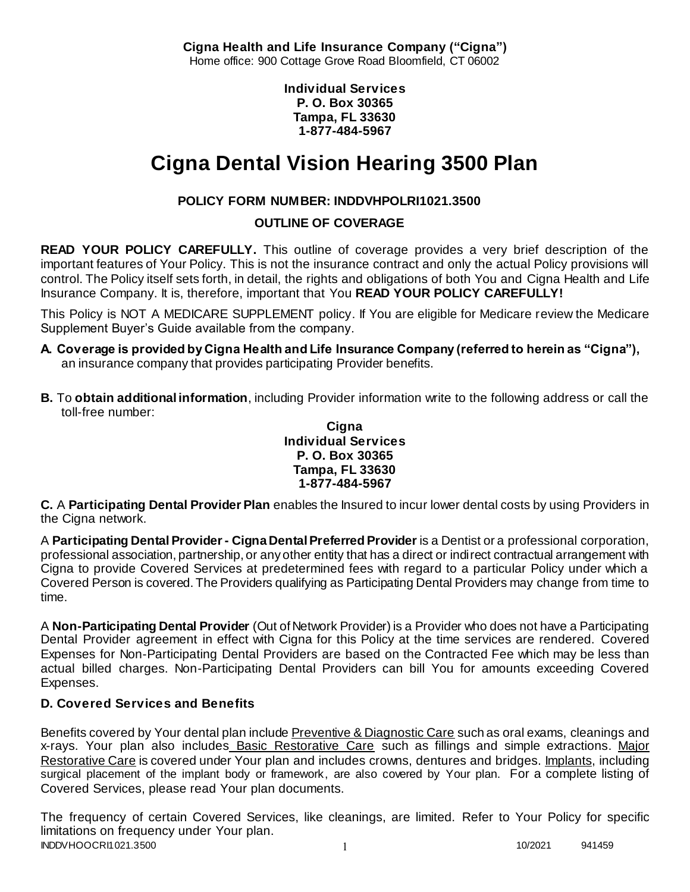**Cigna Health and Life Insurance Company ("Cigna")**
Home office: 900 Cottage Grove Road Bloomfield, CT 06002

**Individual Services**
**P. O. Box 30365**
**Tampa, FL 33630**
**1-877-484-5967**

# Cigna Dental Vision Hearing 3500 Plan

**POLICY FORM NUMBER: INDDVHPOLRI1021.3500**

**OUTLINE OF COVERAGE**

**READ YOUR POLICY CAREFULLY.** This outline of coverage provides a very brief description of the important features of Your Policy. This is not the insurance contract and only the actual Policy provisions will control. The Policy itself sets forth, in detail, the rights and obligations of both You and Cigna Health and Life Insurance Company. It is, therefore, important that You **READ YOUR POLICY CAREFULLY!**

This Policy is NOT A MEDICARE SUPPLEMENT policy. If You are eligible for Medicare review the Medicare Supplement Buyer's Guide available from the company.

**A. Coverage is provided by Cigna Health and Life Insurance Company (referred to herein as "Cigna"),** an insurance company that provides participating Provider benefits.

**B.** To **obtain additional information**, including Provider information write to the following address or call the toll-free number:

**Cigna**
**Individual Services**
**P. O. Box 30365**
**Tampa, FL 33630**
**1-877-484-5967**

**C.** A **Participating Dental Provider Plan** enables the Insured to incur lower dental costs by using Providers in the Cigna network.

A **Participating Dental Provider - Cigna Dental Preferred Provider** is a Dentist or a professional corporation, professional association, partnership, or any other entity that has a direct or indirect contractual arrangement with Cigna to provide Covered Services at predetermined fees with regard to a particular Policy under which a Covered Person is covered. The Providers qualifying as Participating Dental Providers may change from time to time.

A **Non-Participating Dental Provider** (Out of Network Provider) is a Provider who does not have a Participating Dental Provider agreement in effect with Cigna for this Policy at the time services are rendered. Covered Expenses for Non-Participating Dental Providers are based on the Contracted Fee which may be less than actual billed charges. Non-Participating Dental Providers can bill You for amounts exceeding Covered Expenses.

### D. Covered Services and Benefits

Benefits covered by Your dental plan include Preventive & Diagnostic Care such as oral exams, cleanings and x-rays. Your plan also includes Basic Restorative Care such as fillings and simple extractions. Major Restorative Care is covered under Your plan and includes crowns, dentures and bridges. Implants, including surgical placement of the implant body or framework, are also covered by Your plan. For a complete listing of Covered Services, please read Your plan documents.

The frequency of certain Covered Services, like cleanings, are limited. Refer to Your Policy for specific limitations on frequency under Your plan.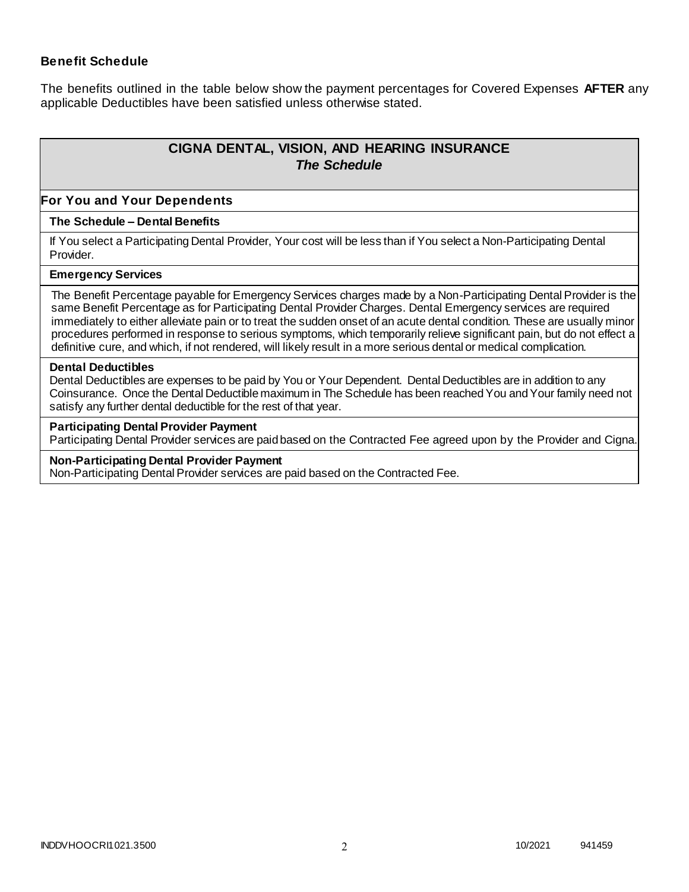### Benefit Schedule

The benefits outlined in the table below show the payment percentages for Covered Expenses **AFTER** any applicable Deductibles have been satisfied unless otherwise stated.

## CIGNA DENTAL, VISION, AND HEARING INSURANCE
### *The Schedule*

### For You and Your Dependents

**The Schedule – Dental Benefits**

If You select a Participating Dental Provider, Your cost will be less than if You select a Non-Participating Dental Provider.

**Emergency Services**

The Benefit Percentage payable for Emergency Services charges made by a Non-Participating Dental Provider is the same Benefit Percentage as for Participating Dental Provider Charges. Dental Emergency services are required immediately to either alleviate pain or to treat the sudden onset of an acute dental condition. These are usually minor procedures performed in response to serious symptoms, which temporarily relieve significant pain, but do not effect a definitive cure, and which, if not rendered, will likely result in a more serious dental or medical complication.

**Dental Deductibles**

Dental Deductibles are expenses to be paid by You or Your Dependent. Dental Deductibles are in addition to any Coinsurance. Once the Dental Deductible maximum in The Schedule has been reached You and Your family need not satisfy any further dental deductible for the rest of that year.

**Participating Dental Provider Payment**

Participating Dental Provider services are paid based on the Contracted Fee agreed upon by the Provider and Cigna.

**Non-Participating Dental Provider Payment**

Non-Participating Dental Provider services are paid based on the Contracted Fee.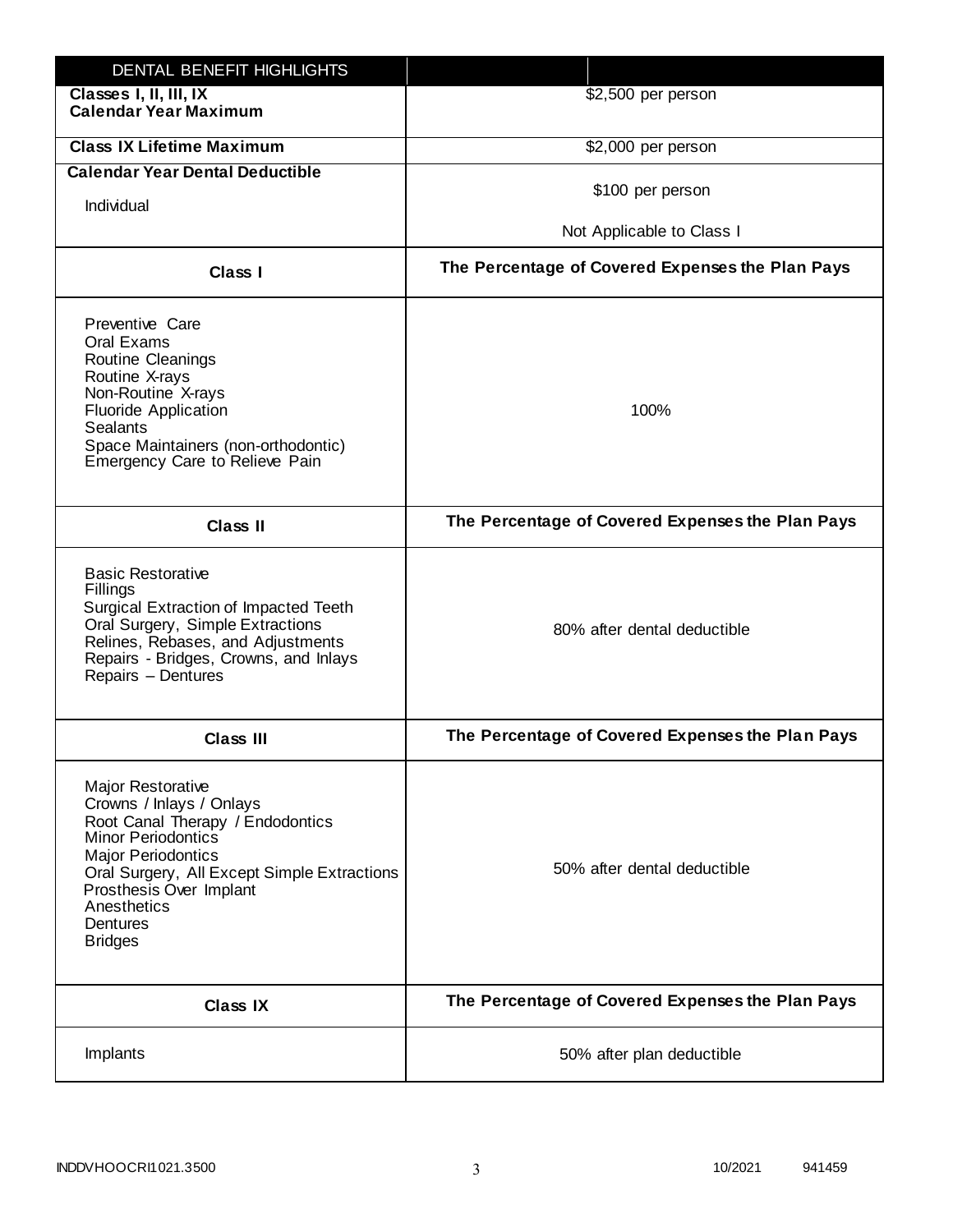| DENTAL BENEFIT HIGHLIGHTS | |
|---|---|
| **Classes I, II, III, IX Calendar Year Maximum** | $2,500 per person |
| **Class IX Lifetime Maximum** | $2,000 per person |
| **Calendar Year Dental Deductible**<br>Individual | $100 per person<br>Not Applicable to Class I |
| **Class I** | **The Percentage of Covered Expenses the Plan Pays** |
| Preventive Care<br>Oral Exams<br>Routine Cleanings<br>Routine X-rays<br>Non-Routine X-rays<br>Fluoride Application<br>Sealants<br>Space Maintainers (non-orthodontic)<br>Emergency Care to Relieve Pain | 100% |
| **Class II** | **The Percentage of Covered Expenses the Plan Pays** |
| Basic Restorative<br>Fillings<br>Surgical Extraction of Impacted Teeth<br>Oral Surgery, Simple Extractions<br>Relines, Rebases, and Adjustments<br>Repairs - Bridges, Crowns, and Inlays<br>Repairs – Dentures | 80% after dental deductible |
| **Class III** | **The Percentage of Covered Expenses the Plan Pays** |
| Major Restorative<br>Crowns / Inlays / Onlays<br>Root Canal Therapy / Endodontics<br>Minor Periodontics<br>Major Periodontics<br>Oral Surgery, All Except Simple Extractions<br>Prosthesis Over Implant<br>Anesthetics<br>Dentures<br>Bridges | 50% after dental deductible |
| **Class IX** | **The Percentage of Covered Expenses the Plan Pays** |
| Implants | 50% after plan deductible |

INDDVHOOCRI1021.3500 10/2021 941459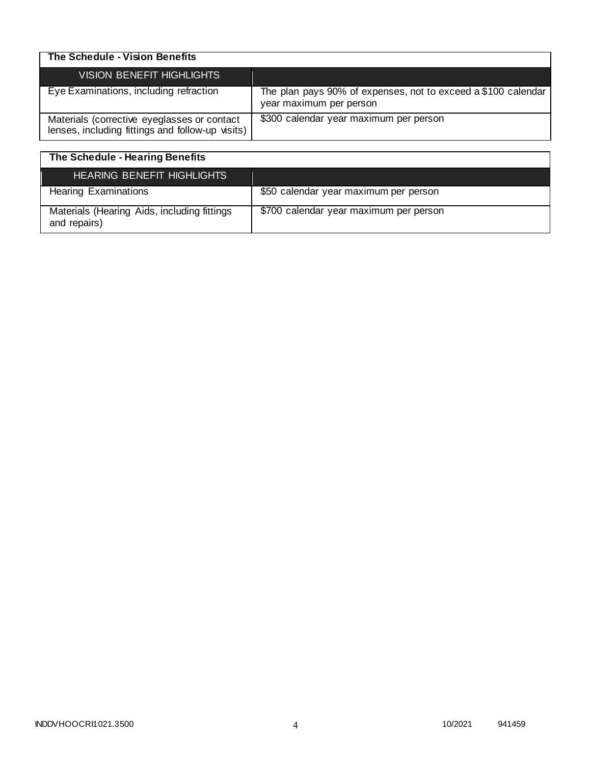## The Schedule - Vision Benefits

| VISION BENEFIT HIGHLIGHTS | |
|---|---|
| Eye Examinations, including refraction | The plan pays 90% of expenses, not to exceed a $100 calendar year maximum per person |
| Materials (corrective eyeglasses or contact lenses, including fittings and follow-up visits) | $300 calendar year maximum per person |

## The Schedule - Hearing Benefits

| HEARING BENEFIT HIGHLIGHTS | |
|---|---|
| Hearing Examinations | $50 calendar year maximum per person |
| Materials (Hearing Aids, including fittings and repairs) | $700 calendar year maximum per person |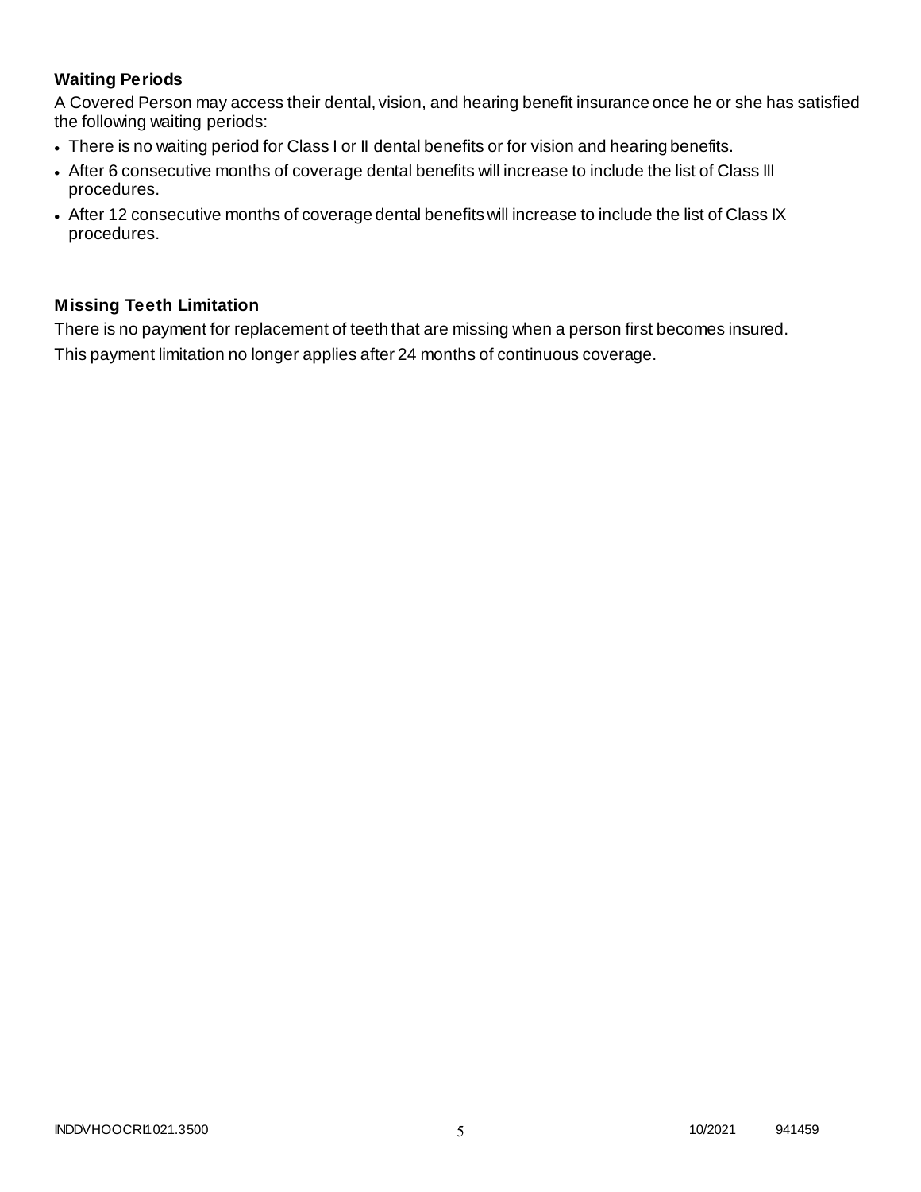### Waiting Periods

A Covered Person may access their dental, vision, and hearing benefit insurance once he or she has satisfied the following waiting periods:

- There is no waiting period for Class I or II dental benefits or for vision and hearing benefits.
- After 6 consecutive months of coverage dental benefits will increase to include the list of Class III procedures.
- After 12 consecutive months of coverage dental benefits will increase to include the list of Class IX procedures.

### Missing Teeth Limitation

There is no payment for replacement of teeth that are missing when a person first becomes insured.

This payment limitation no longer applies after 24 months of continuous coverage.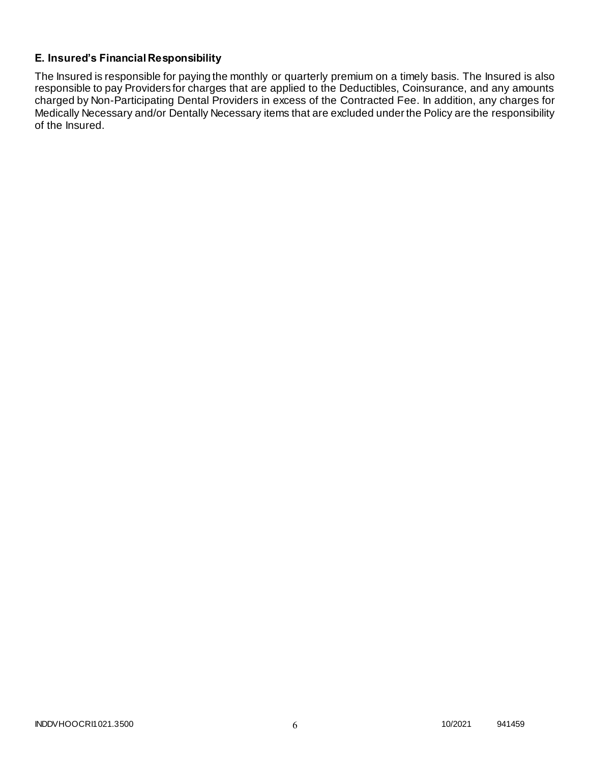### E. Insured's Financial Responsibility

The Insured is responsible for paying the monthly or quarterly premium on a timely basis. The Insured is also responsible to pay Providers for charges that are applied to the Deductibles, Coinsurance, and any amounts charged by Non-Participating Dental Providers in excess of the Contracted Fee. In addition, any charges for Medically Necessary and/or Dentally Necessary items that are excluded under the Policy are the responsibility of the Insured.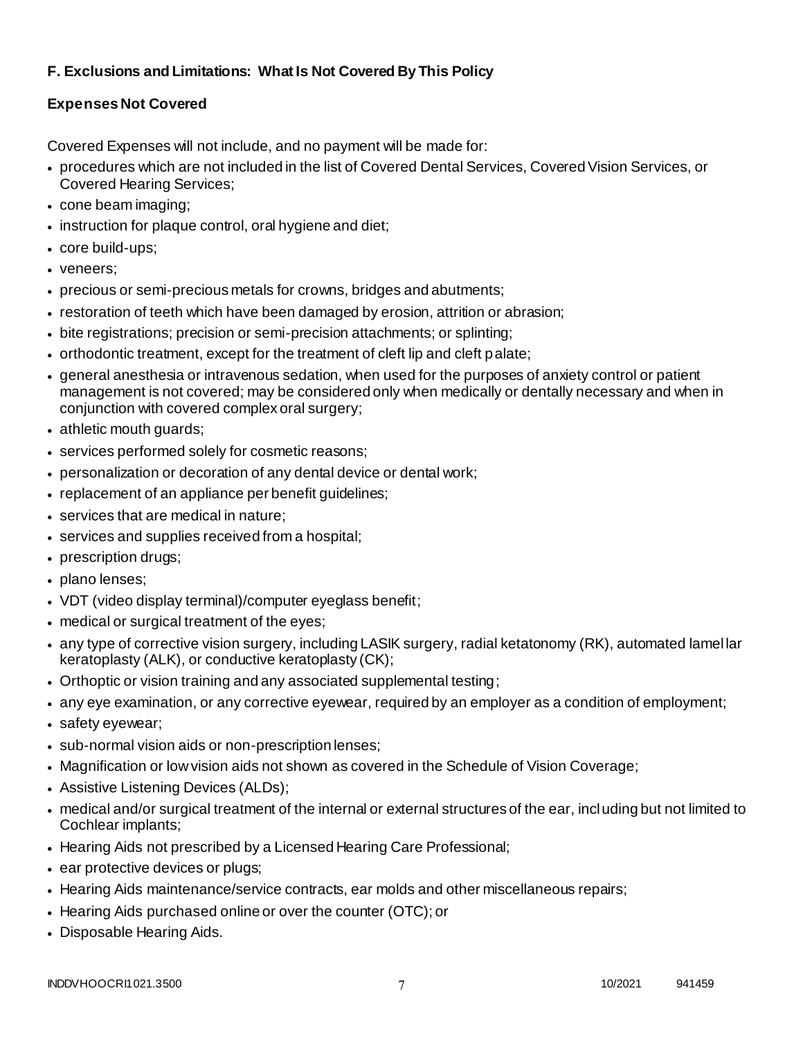### F. Exclusions and Limitations: What Is Not Covered By This Policy

#### Expenses Not Covered

Covered Expenses will not include, and no payment will be made for:

- procedures which are not included in the list of Covered Dental Services, Covered Vision Services, or Covered Hearing Services;
- cone beam imaging;
- instruction for plaque control, oral hygiene and diet;
- core build-ups;
- veneers;
- precious or semi-precious metals for crowns, bridges and abutments;
- restoration of teeth which have been damaged by erosion, attrition or abrasion;
- bite registrations; precision or semi-precision attachments; or splinting;
- orthodontic treatment, except for the treatment of cleft lip and cleft palate;
- general anesthesia or intravenous sedation, when used for the purposes of anxiety control or patient management is not covered; may be considered only when medically or dentally necessary and when in conjunction with covered complex oral surgery;
- athletic mouth guards;
- services performed solely for cosmetic reasons;
- personalization or decoration of any dental device or dental work;
- replacement of an appliance per benefit guidelines;
- services that are medical in nature;
- services and supplies received from a hospital;
- prescription drugs;
- plano lenses;
- VDT (video display terminal)/computer eyeglass benefit;
- medical or surgical treatment of the eyes;
- any type of corrective vision surgery, including LASIK surgery, radial ketatonomy (RK), automated lamellar keratoplasty (ALK), or conductive keratoplasty (CK);
- Orthoptic or vision training and any associated supplemental testing;
- any eye examination, or any corrective eyewear, required by an employer as a condition of employment;
- safety eyewear;
- sub-normal vision aids or non-prescription lenses;
- Magnification or low vision aids not shown as covered in the Schedule of Vision Coverage;
- Assistive Listening Devices (ALDs);
- medical and/or surgical treatment of the internal or external structures of the ear, including but not limited to Cochlear implants;
- Hearing Aids not prescribed by a Licensed Hearing Care Professional;
- ear protective devices or plugs;
- Hearing Aids maintenance/service contracts, ear molds and other miscellaneous repairs;
- Hearing Aids purchased online or over the counter (OTC); or
- Disposable Hearing Aids.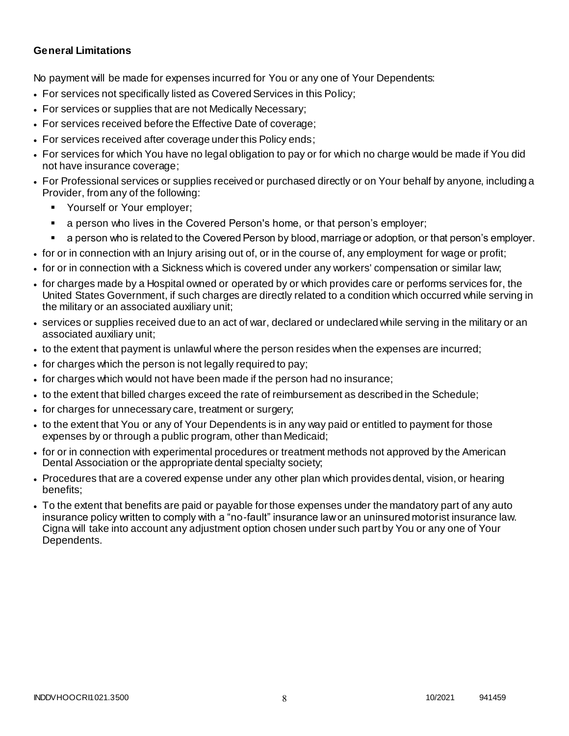**General Limitations**

No payment will be made for expenses incurred for You or any one of Your Dependents:

- For services not specifically listed as Covered Services in this Policy;
- For services or supplies that are not Medically Necessary;
- For services received before the Effective Date of coverage;
- For services received after coverage under this Policy ends;
- For services for which You have no legal obligation to pay or for which no charge would be made if You did not have insurance coverage;
- For Professional services or supplies received or purchased directly or on Your behalf by anyone, including a Provider, from any of the following:
  - Yourself or Your employer;
  - a person who lives in the Covered Person's home, or that person's employer;
  - a person who is related to the Covered Person by blood, marriage or adoption, or that person's employer.
- for or in connection with an Injury arising out of, or in the course of, any employment for wage or profit;
- for or in connection with a Sickness which is covered under any workers' compensation or similar law;
- for charges made by a Hospital owned or operated by or which provides care or performs services for, the United States Government, if such charges are directly related to a condition which occurred while serving in the military or an associated auxiliary unit;
- services or supplies received due to an act of war, declared or undeclared while serving in the military or an associated auxiliary unit;
- to the extent that payment is unlawful where the person resides when the expenses are incurred;
- for charges which the person is not legally required to pay;
- for charges which would not have been made if the person had no insurance;
- to the extent that billed charges exceed the rate of reimbursement as described in the Schedule;
- for charges for unnecessary care, treatment or surgery;
- to the extent that You or any of Your Dependents is in any way paid or entitled to payment for those expenses by or through a public program, other than Medicaid;
- for or in connection with experimental procedures or treatment methods not approved by the American Dental Association or the appropriate dental specialty society;
- Procedures that are a covered expense under any other plan which provides dental, vision, or hearing benefits;
- To the extent that benefits are paid or payable for those expenses under the mandatory part of any auto insurance policy written to comply with a "no-fault" insurance law or an uninsured motorist insurance law. Cigna will take into account any adjustment option chosen under such part by You or any one of Your Dependents.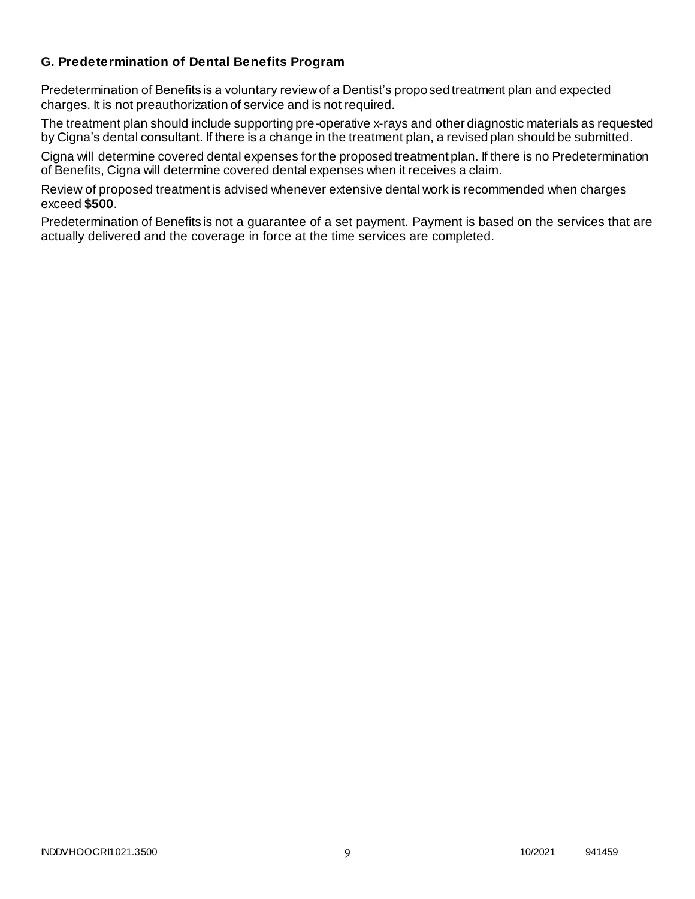### G. Predetermination of Dental Benefits Program

Predetermination of Benefits is a voluntary review of a Dentist's proposed treatment plan and expected charges. It is not preauthorization of service and is not required.

The treatment plan should include supporting pre-operative x-rays and other diagnostic materials as requested by Cigna's dental consultant. If there is a change in the treatment plan, a revised plan should be submitted.

Cigna will determine covered dental expenses for the proposed treatment plan. If there is no Predetermination of Benefits, Cigna will determine covered dental expenses when it receives a claim.

Review of proposed treatment is advised whenever extensive dental work is recommended when charges exceed **$500**.

Predetermination of Benefits is not a guarantee of a set payment. Payment is based on the services that are actually delivered and the coverage in force at the time services are completed.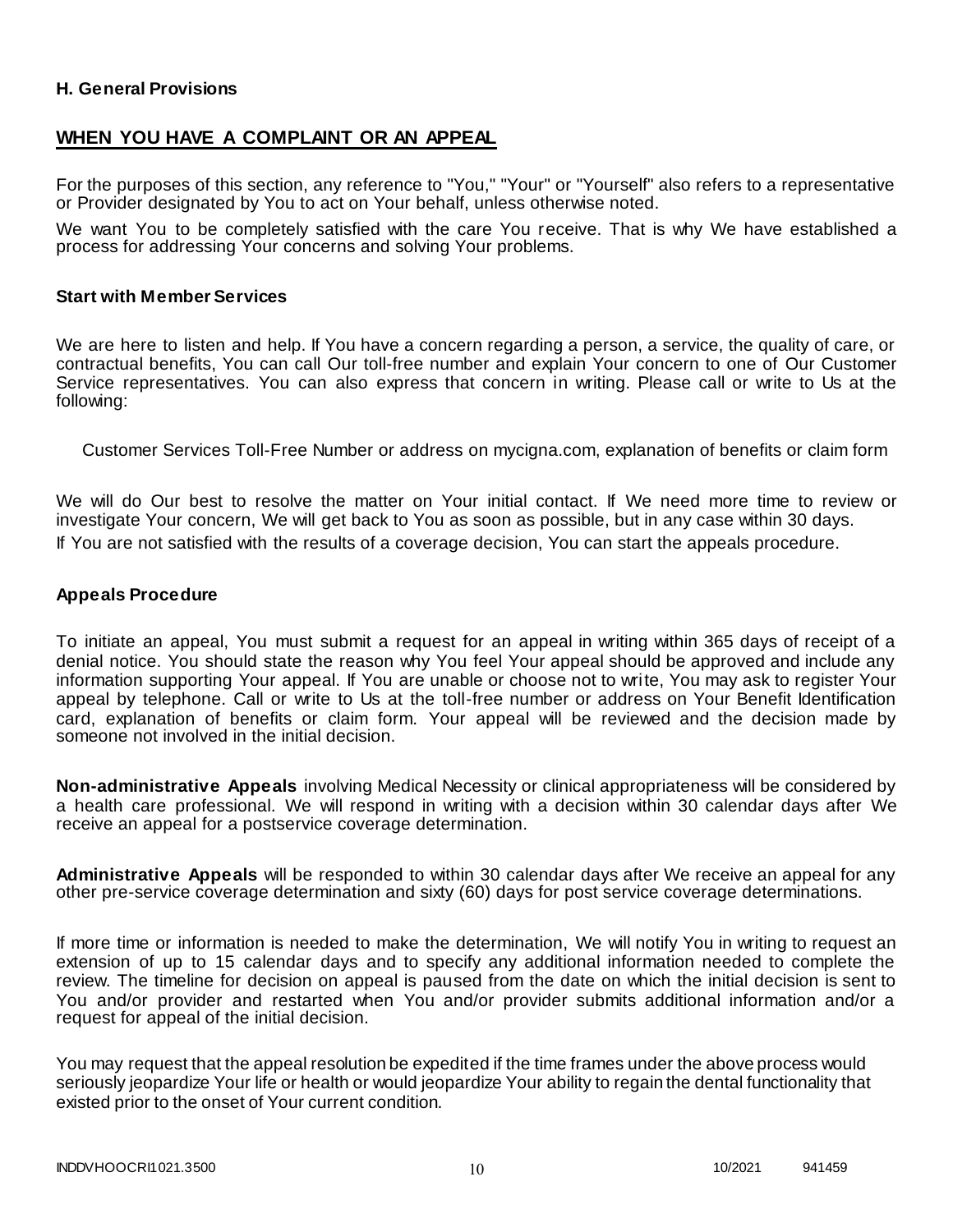**H. General Provisions**

## WHEN YOU HAVE A COMPLAINT OR AN APPEAL

For the purposes of this section, any reference to "You," "Your" or "Yourself" also refers to a representative or Provider designated by You to act on Your behalf, unless otherwise noted.

We want You to be completely satisfied with the care You receive. That is why We have established a process for addressing Your concerns and solving Your problems.

### Start with Member Services

We are here to listen and help. If You have a concern regarding a person, a service, the quality of care, or contractual benefits, You can call Our toll-free number and explain Your concern to one of Our Customer Service representatives. You can also express that concern in writing. Please call or write to Us at the following:

Customer Services Toll-Free Number or address on mycigna.com, explanation of benefits or claim form

We will do Our best to resolve the matter on Your initial contact. If We need more time to review or investigate Your concern, We will get back to You as soon as possible, but in any case within 30 days.

If You are not satisfied with the results of a coverage decision, You can start the appeals procedure.

### Appeals Procedure

To initiate an appeal, You must submit a request for an appeal in writing within 365 days of receipt of a denial notice. You should state the reason why You feel Your appeal should be approved and include any information supporting Your appeal. If You are unable or choose not to write, You may ask to register Your appeal by telephone. Call or write to Us at the toll-free number or address on Your Benefit Identification card, explanation of benefits or claim form. Your appeal will be reviewed and the decision made by someone not involved in the initial decision.

**Non-administrative Appeals** involving Medical Necessity or clinical appropriateness will be considered by a health care professional. We will respond in writing with a decision within 30 calendar days after We receive an appeal for a postservice coverage determination.

**Administrative Appeals** will be responded to within 30 calendar days after We receive an appeal for any other pre-service coverage determination and sixty (60) days for post service coverage determinations.

If more time or information is needed to make the determination, We will notify You in writing to request an extension of up to 15 calendar days and to specify any additional information needed to complete the review. The timeline for decision on appeal is paused from the date on which the initial decision is sent to You and/or provider and restarted when You and/or provider submits additional information and/or a request for appeal of the initial decision.

You may request that the appeal resolution be expedited if the time frames under the above process would seriously jeopardize Your life or health or would jeopardize Your ability to regain the dental functionality that existed prior to the onset of Your current condition.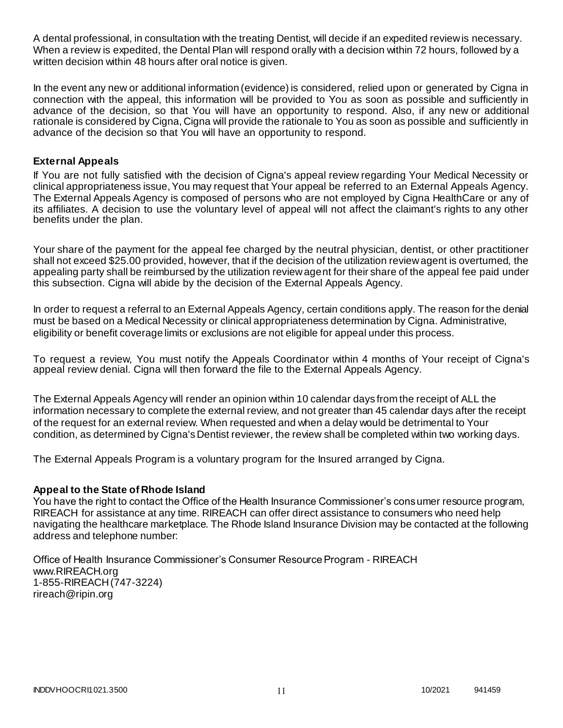A dental professional, in consultation with the treating Dentist, will decide if an expedited review is necessary. When a review is expedited, the Dental Plan will respond orally with a decision within 72 hours, followed by a written decision within 48 hours after oral notice is given.

In the event any new or additional information (evidence) is considered, relied upon or generated by Cigna in connection with the appeal, this information will be provided to You as soon as possible and sufficiently in advance of the decision, so that You will have an opportunity to respond. Also, if any new or additional rationale is considered by Cigna, Cigna will provide the rationale to You as soon as possible and sufficiently in advance of the decision so that You will have an opportunity to respond.

### External Appeals

If You are not fully satisfied with the decision of Cigna's appeal review regarding Your Medical Necessity or clinical appropriateness issue, You may request that Your appeal be referred to an External Appeals Agency. The External Appeals Agency is composed of persons who are not employed by Cigna HealthCare or any of its affiliates. A decision to use the voluntary level of appeal will not affect the claimant's rights to any other benefits under the plan.

Your share of the payment for the appeal fee charged by the neutral physician, dentist, or other practitioner shall not exceed $25.00 provided, however, that if the decision of the utilization review agent is overturned, the appealing party shall be reimbursed by the utilization review agent for their share of the appeal fee paid under this subsection. Cigna will abide by the decision of the External Appeals Agency.

In order to request a referral to an External Appeals Agency, certain conditions apply. The reason for the denial must be based on a Medical Necessity or clinical appropriateness determination by Cigna. Administrative, eligibility or benefit coverage limits or exclusions are not eligible for appeal under this process.

To request a review, You must notify the Appeals Coordinator within 4 months of Your receipt of Cigna's appeal review denial. Cigna will then forward the file to the External Appeals Agency.

The External Appeals Agency will render an opinion within 10 calendar days from the receipt of ALL the information necessary to complete the external review, and not greater than 45 calendar days after the receipt of the request for an external review. When requested and when a delay would be detrimental to Your condition, as determined by Cigna's Dentist reviewer, the review shall be completed within two working days.

The External Appeals Program is a voluntary program for the Insured arranged by Cigna.

### Appeal to the State of Rhode Island

You have the right to contact the Office of the Health Insurance Commissioner's consumer resource program, RIREACH for assistance at any time. RIREACH can offer direct assistance to consumers who need help navigating the healthcare marketplace. The Rhode Island Insurance Division may be contacted at the following address and telephone number:

Office of Health Insurance Commissioner's Consumer Resource Program - RIREACH
www.RIREACH.org
1-855-RIREACH (747-3224)
rireach@ripin.org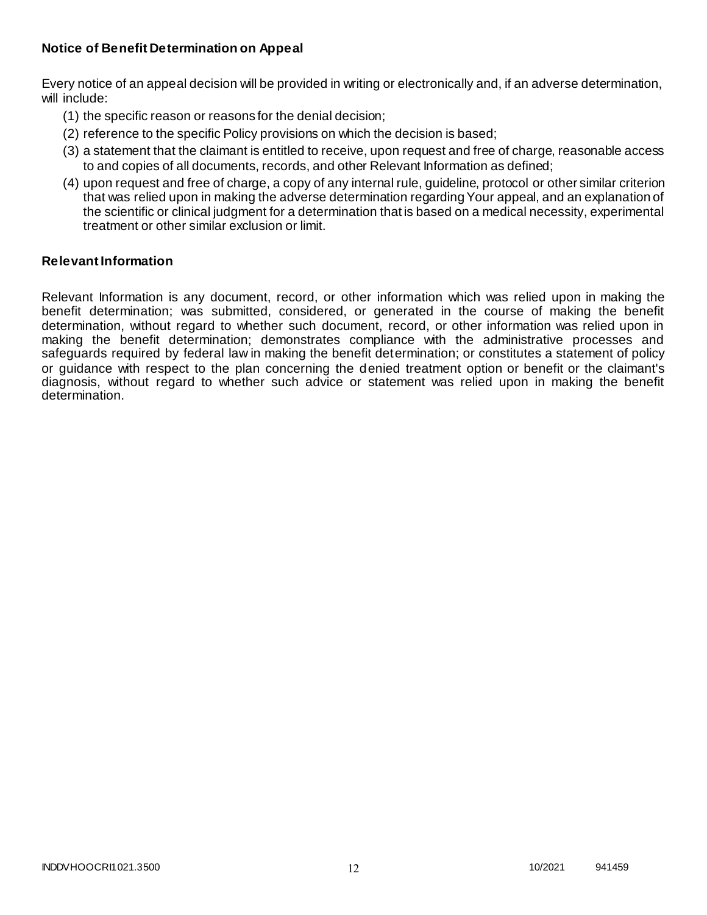**Notice of Benefit Determination on Appeal**

Every notice of an appeal decision will be provided in writing or electronically and, if an adverse determination, will include:

(1) the specific reason or reasons for the denial decision;
(2) reference to the specific Policy provisions on which the decision is based;
(3) a statement that the claimant is entitled to receive, upon request and free of charge, reasonable access to and copies of all documents, records, and other Relevant Information as defined;
(4) upon request and free of charge, a copy of any internal rule, guideline, protocol or other similar criterion that was relied upon in making the adverse determination regarding Your appeal, and an explanation of the scientific or clinical judgment for a determination that is based on a medical necessity, experimental treatment or other similar exclusion or limit.

**Relevant Information**

Relevant Information is any document, record, or other information which was relied upon in making the benefit determination; was submitted, considered, or generated in the course of making the benefit determination, without regard to whether such document, record, or other information was relied upon in making the benefit determination; demonstrates compliance with the administrative processes and safeguards required by federal law in making the benefit determination; or constitutes a statement of policy or guidance with respect to the plan concerning the denied treatment option or benefit or the claimant's diagnosis, without regard to whether such advice or statement was relied upon in making the benefit determination.

INDDVHOOCRI1021.3500 10/2021 941459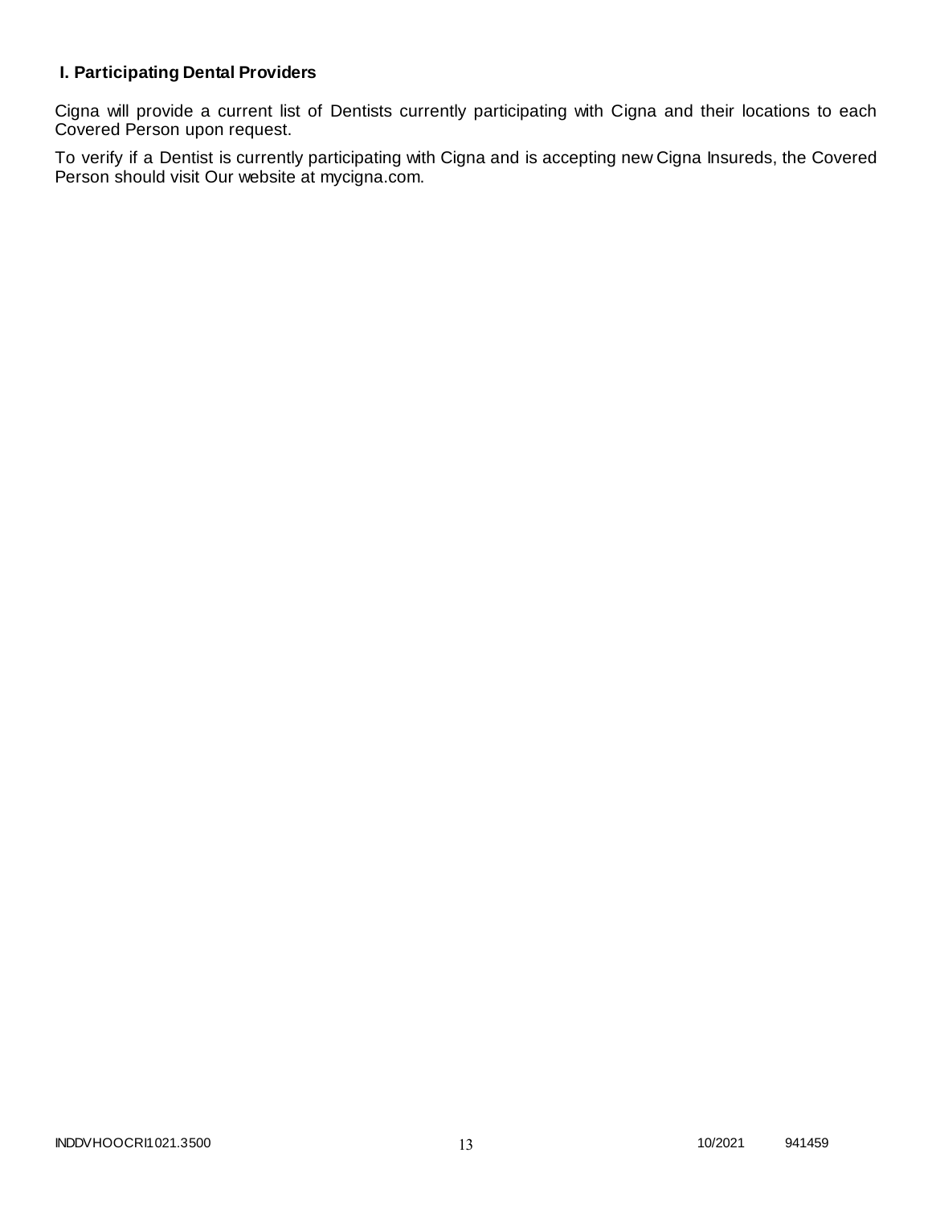## I. Participating Dental Providers

Cigna will provide a current list of Dentists currently participating with Cigna and their locations to each Covered Person upon request.

To verify if a Dentist is currently participating with Cigna and is accepting new Cigna Insureds, the Covered Person should visit Our website at mycigna.com.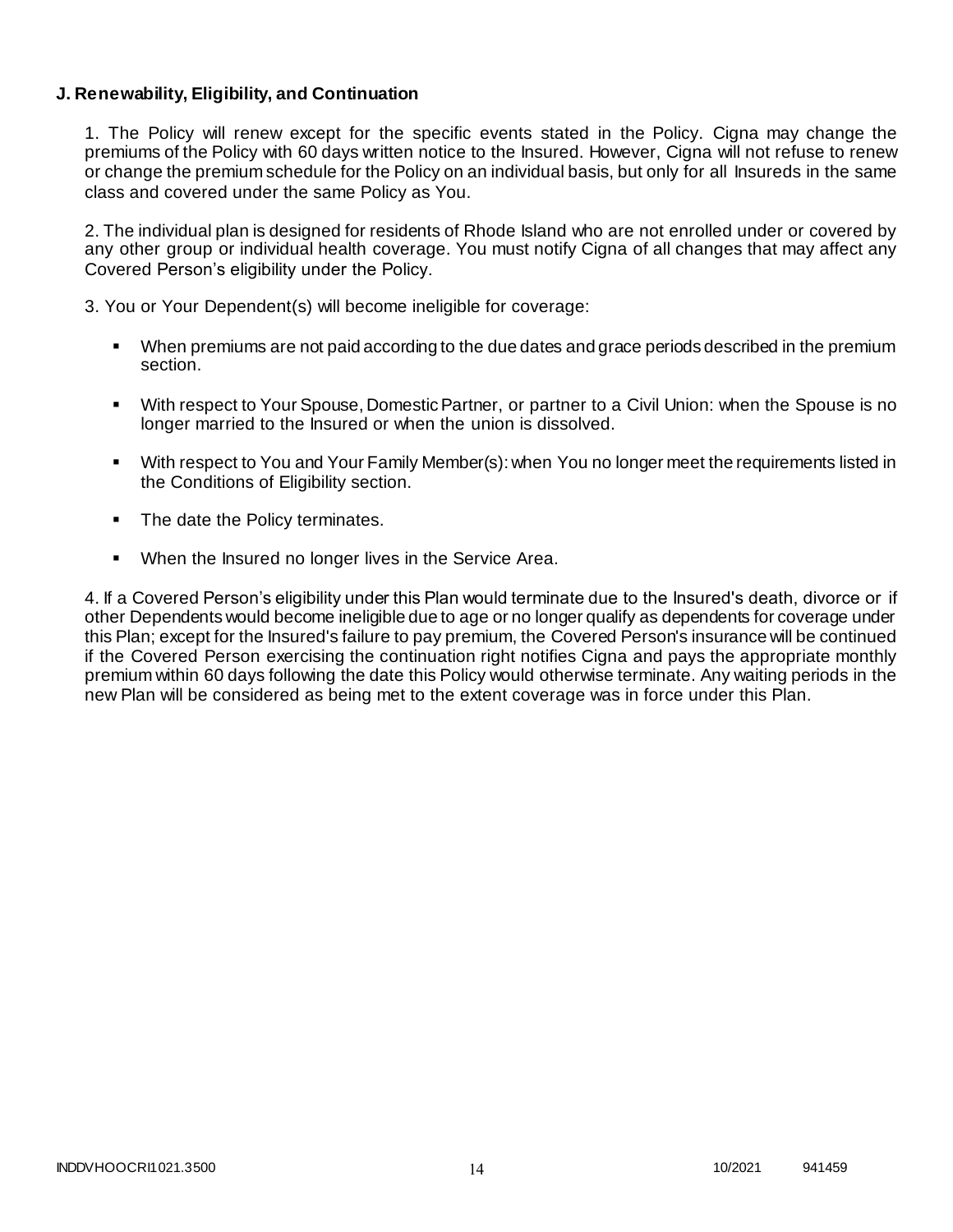**J. Renewability, Eligibility, and Continuation**

1. The Policy will renew except for the specific events stated in the Policy. Cigna may change the premiums of the Policy with 60 days written notice to the Insured. However, Cigna will not refuse to renew or change the premium schedule for the Policy on an individual basis, but only for all Insureds in the same class and covered under the same Policy as You.

2. The individual plan is designed for residents of Rhode Island who are not enrolled under or covered by any other group or individual health coverage. You must notify Cigna of all changes that may affect any Covered Person's eligibility under the Policy.

3. You or Your Dependent(s) will become ineligible for coverage:

- When premiums are not paid according to the due dates and grace periods described in the premium section.
- With respect to Your Spouse, Domestic Partner, or partner to a Civil Union: when the Spouse is no longer married to the Insured or when the union is dissolved.
- With respect to You and Your Family Member(s): when You no longer meet the requirements listed in the Conditions of Eligibility section.
- The date the Policy terminates.
- When the Insured no longer lives in the Service Area.

4. If a Covered Person's eligibility under this Plan would terminate due to the Insured's death, divorce or if other Dependents would become ineligible due to age or no longer qualify as dependents for coverage under this Plan; except for the Insured's failure to pay premium, the Covered Person's insurance will be continued if the Covered Person exercising the continuation right notifies Cigna and pays the appropriate monthly premium within 60 days following the date this Policy would otherwise terminate. Any waiting periods in the new Plan will be considered as being met to the extent coverage was in force under this Plan.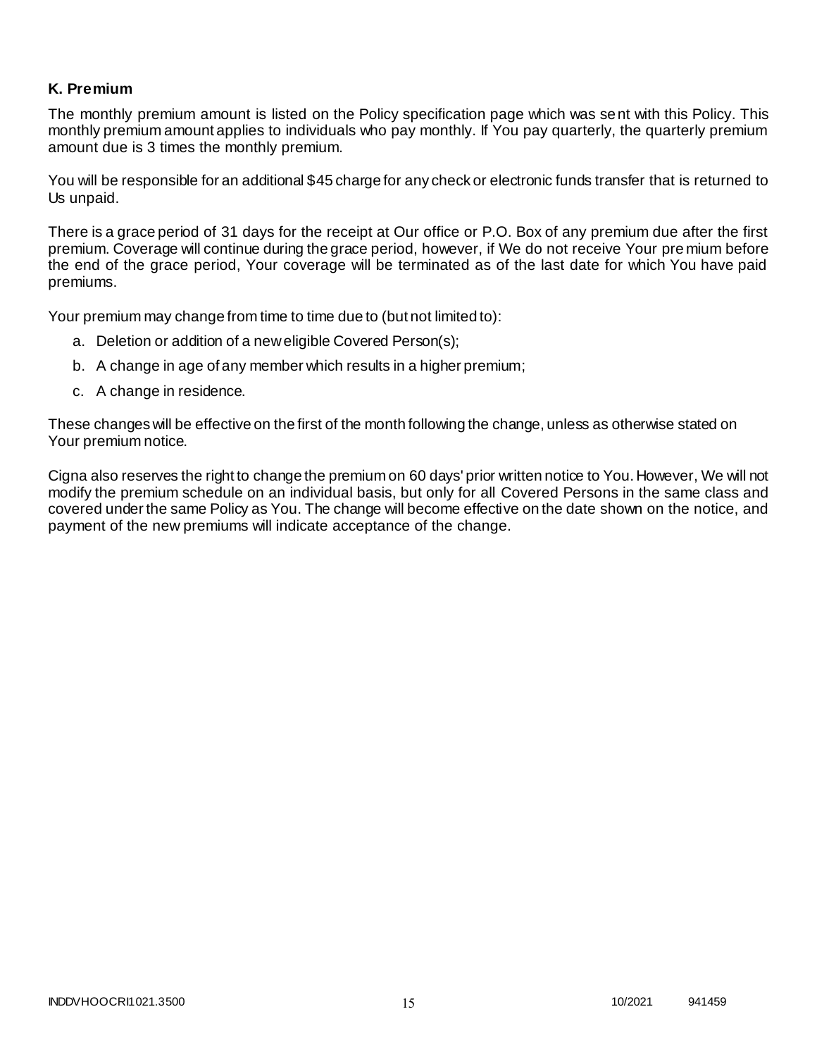### K. Premium

The monthly premium amount is listed on the Policy specification page which was sent with this Policy. This monthly premium amount applies to individuals who pay monthly. If You pay quarterly, the quarterly premium amount due is 3 times the monthly premium.

You will be responsible for an additional $45 charge for any check or electronic funds transfer that is returned to Us unpaid.

There is a grace period of 31 days for the receipt at Our office or P.O. Box of any premium due after the first premium. Coverage will continue during the grace period, however, if We do not receive Your premium before the end of the grace period, Your coverage will be terminated as of the last date for which You have paid premiums.

Your premium may change from time to time due to (but not limited to):

a. Deletion or addition of a new eligible Covered Person(s);
b. A change in age of any member which results in a higher premium;
c. A change in residence.

These changes will be effective on the first of the month following the change, unless as otherwise stated on Your premium notice.

Cigna also reserves the right to change the premium on 60 days' prior written notice to You. However, We will not modify the premium schedule on an individual basis, but only for all Covered Persons in the same class and covered under the same Policy as You. The change will become effective on the date shown on the notice, and payment of the new premiums will indicate acceptance of the change.